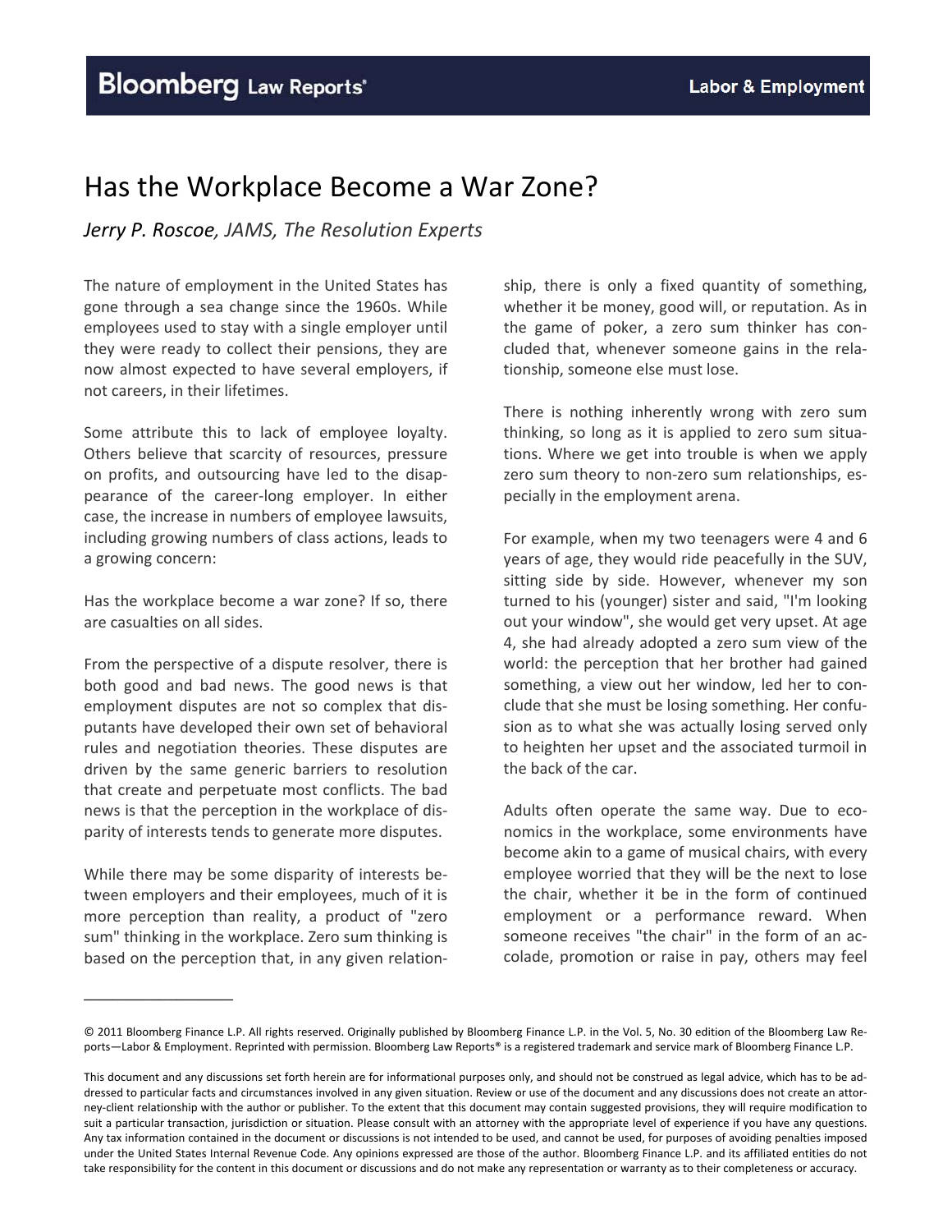# Has the Workplace Become a War Zone?

*Jerry P. Roscoe, JAMS, The Resolution Experts*

The nature of employment in the United States has gone through a sea change since the 1960s. While employees used to stay with a single employer until they were ready to collect their pensions, they are now almost expected to have several employers, if not careers, in their lifetimes.

Some attribute this to lack of employee loyalty. Others believe that scarcity of resources, pressure on profits, and outsourcing have led to the disappearance of the career-long employer. In either case, the increase in numbers of employee lawsuits, including growing numbers of class actions, leads to a growing concern:

Has the workplace become a war zone? If so, there are casualties on all sides.

From the perspective of a dispute resolver, there is both good and bad news. The good news is that employment disputes are not so complex that disputants have developed their own set of behavioral rules and negotiation theories. These disputes are driven by the same generic barriers to resolution that create and perpetuate most conflicts. The bad news is that the perception in the workplace of disparity of interests tends to generate more disputes.

While there may be some disparity of interests between employers and their employees, much of it is more perception than reality, a product of "zero sum" thinking in the workplace. Zero sum thinking is based on the perception that, in any given relationship, there is only a fixed quantity of something, whether it be money, good will, or reputation. As in the game of poker, a zero sum thinker has concluded that, whenever someone gains in the relationship, someone else must lose.

There is nothing inherently wrong with zero sum thinking, so long as it is applied to zero sum situations. Where we get into trouble is when we apply zero sum theory to non-zero sum relationships, especially in the employment arena.

For example, when my two teenagers were 4 and 6 years of age, they would ride peacefully in the SUV, sitting side by side. However, whenever my son turned to his (younger) sister and said, "I'm looking out your window", she would get very upset. At age 4, she had already adopted a zero sum view of the world: the perception that her brother had gained something, a view out her window, led her to conclude that she must be losing something. Her confusion as to what she was actually losing served only to heighten her upset and the associated turmoil in the back of the car.

Adults often operate the same way. Due to economics in the workplace, some environments have become akin to a game of musical chairs, with every employee worried that they will be the next to lose the chair, whether it be in the form of continued employment or a performance reward. When someone receives "the chair" in the form of an accolade, promotion or raise in pay, others may feel

---

© 2011 Bloomberg Finance L.P. All rights reserved. Originally published by Bloomberg Finance L.P. in the Vol. 5, No. 30 edition of the Bloomberg Law Reports—Labor & Employment. Reprinted with permission. Bloomberg Law Reports® is a registered trademark and service mark of Bloomberg Finance L.P.

This document and any discussions set forth herein are for informational purposes only, and should not be construed as legal advice, which has to be addressed to particular facts and circumstances involved in any given situation. Review or use of the document and any discussions does not create an attorney-client relationship with the author or publisher. To the extent that this document may contain suggested provisions, they will require modification to suit a particular transaction, jurisdiction or situation. Please consult with an attorney with the appropriate level of experience if you have any questions. Any tax information contained in the document or discussions is not intended to be used, and cannot be used, for purposes of avoiding penalties imposed under the United States Internal Revenue Code. Any opinions expressed are those of the author. Bloomberg Finance L.P. and its affiliated entities do not take responsibility for the content in this document or discussions and do not make any representation or warranty as to their completeness or accuracy.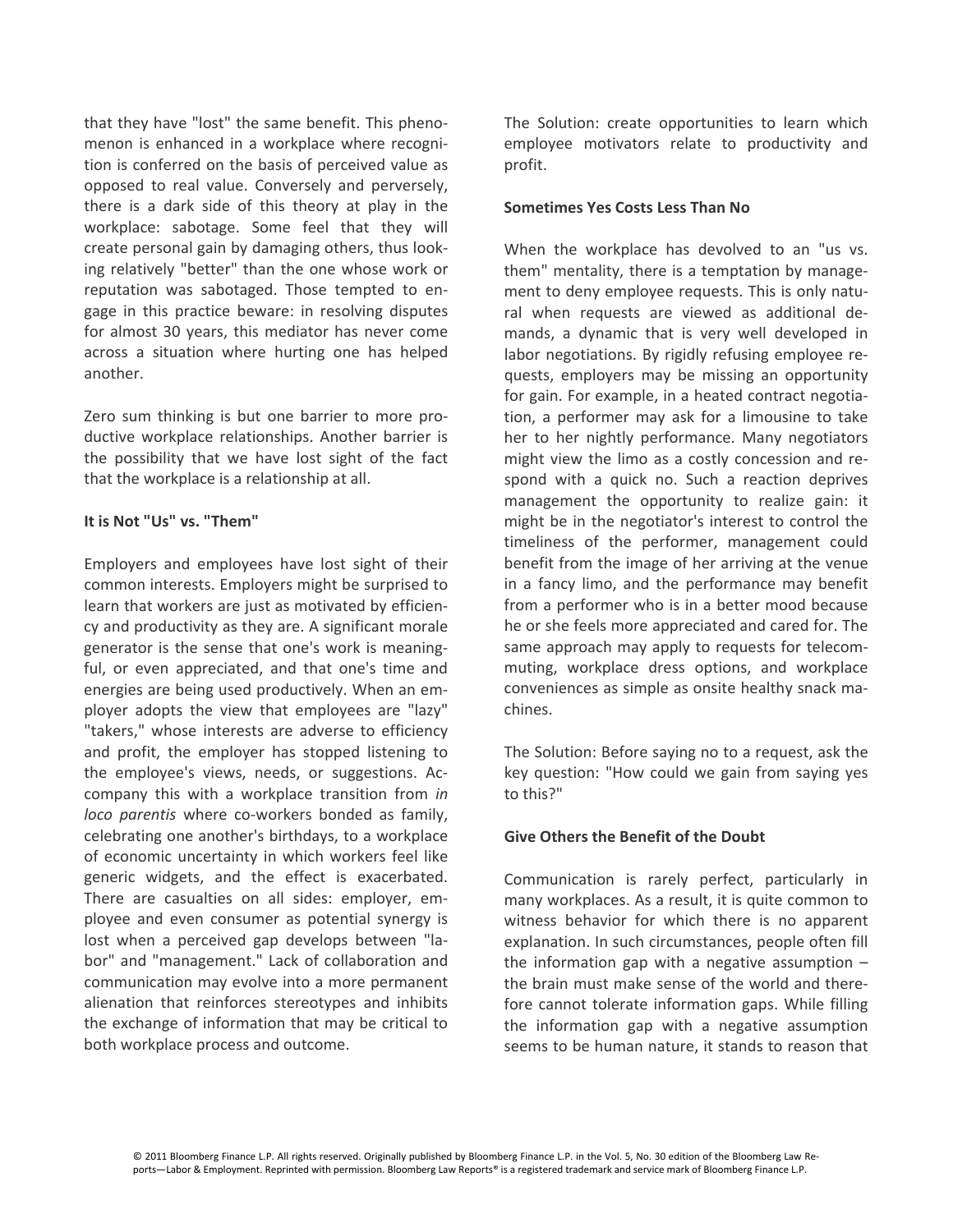that they have "lost" the same benefit. This phenomenon is enhanced in a workplace where recognition is conferred on the basis of perceived value as opposed to real value. Conversely and perversely, there is a dark side of this theory at play in the workplace: sabotage. Some feel that they will create personal gain by damaging others, thus looking relatively "better" than the one whose work or reputation was sabotaged. Those tempted to engage in this practice beware: in resolving disputes for almost 30 years, this mediator has never come across a situation where hurting one has helped another.

Zero sum thinking is but one barrier to more productive workplace relationships. Another barrier is the possibility that we have lost sight of the fact that the workplace is a relationship at all.

**It is Not "Us" vs. "Them"**

Employers and employees have lost sight of their common interests. Employers might be surprised to learn that workers are just as motivated by efficiency and productivity as they are. A significant morale generator is the sense that one's work is meaningful, or even appreciated, and that one's time and energies are being used productively. When an employer adopts the view that employees are "lazy" "takers," whose interests are adverse to efficiency and profit, the employer has stopped listening to the employee's views, needs, or suggestions. Accompany this with a workplace transition from *in loco parentis* where co-workers bonded as family, celebrating one another's birthdays, to a workplace of economic uncertainty in which workers feel like generic widgets, and the effect is exacerbated. There are casualties on all sides: employer, employee and even consumer as potential synergy is lost when a perceived gap develops between "labor" and "management." Lack of collaboration and communication may evolve into a more permanent alienation that reinforces stereotypes and inhibits the exchange of information that may be critical to both workplace process and outcome.

The Solution: create opportunities to learn which employee motivators relate to productivity and profit.

**Sometimes Yes Costs Less Than No**

When the workplace has devolved to an "us vs. them" mentality, there is a temptation by management to deny employee requests. This is only natural when requests are viewed as additional demands, a dynamic that is very well developed in labor negotiations. By rigidly refusing employee requests, employers may be missing an opportunity for gain. For example, in a heated contract negotiation, a performer may ask for a limousine to take her to her nightly performance. Many negotiators might view the limo as a costly concession and respond with a quick no. Such a reaction deprives management the opportunity to realize gain: it might be in the negotiator's interest to control the timeliness of the performer, management could benefit from the image of her arriving at the venue in a fancy limo, and the performance may benefit from a performer who is in a better mood because he or she feels more appreciated and cared for. The same approach may apply to requests for telecommuting, workplace dress options, and workplace conveniences as simple as onsite healthy snack machines.

The Solution: Before saying no to a request, ask the key question: "How could we gain from saying yes to this?"

**Give Others the Benefit of the Doubt**

Communication is rarely perfect, particularly in many workplaces. As a result, it is quite common to witness behavior for which there is no apparent explanation. In such circumstances, people often fill the information gap with a negative assumption – the brain must make sense of the world and therefore cannot tolerate information gaps. While filling the information gap with a negative assumption seems to be human nature, it stands to reason that

© 2011 Bloomberg Finance L.P. All rights reserved. Originally published by Bloomberg Finance L.P. in the Vol. 5, No. 30 edition of the Bloomberg Law Reports—Labor & Employment. Reprinted with permission. Bloomberg Law Reports® is a registered trademark and service mark of Bloomberg Finance L.P.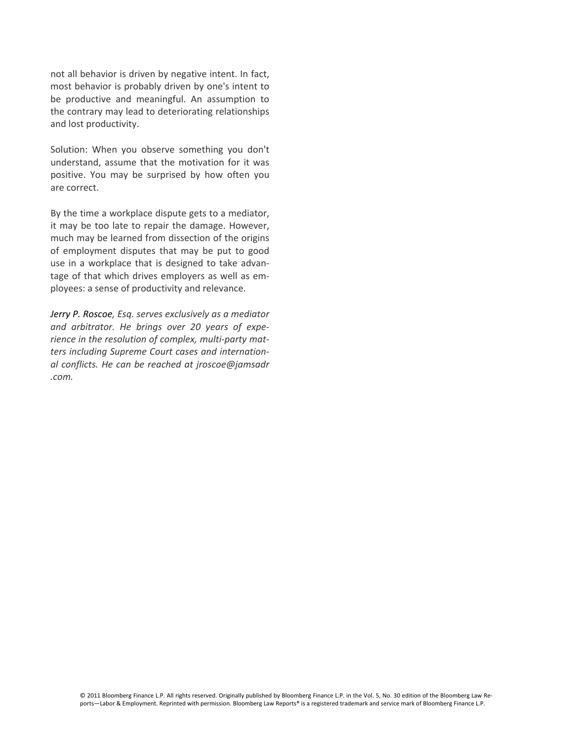not all behavior is driven by negative intent. In fact, most behavior is probably driven by one's intent to be productive and meaningful. An assumption to the contrary may lead to deteriorating relationships and lost productivity.

Solution: When you observe something you don't understand, assume that the motivation for it was positive. You may be surprised by how often you are correct.

By the time a workplace dispute gets to a mediator, it may be too late to repair the damage. However, much may be learned from dissection of the origins of employment disputes that may be put to good use in a workplace that is designed to take advantage of that which drives employers as well as employees: a sense of productivity and relevance.

*Jerry P. Roscoe, Esq. serves exclusively as a mediator and arbitrator. He brings over 20 years of experience in the resolution of complex, multi-party matters including Supreme Court cases and international conflicts. He can be reached at jroscoe@jamsadr.com.*

© 2011 Bloomberg Finance L.P. All rights reserved. Originally published by Bloomberg Finance L.P. in the Vol. 5, No. 30 edition of the Bloomberg Law Reports—Labor & Employment. Reprinted with permission. Bloomberg Law Reports® is a registered trademark and service mark of Bloomberg Finance L.P.